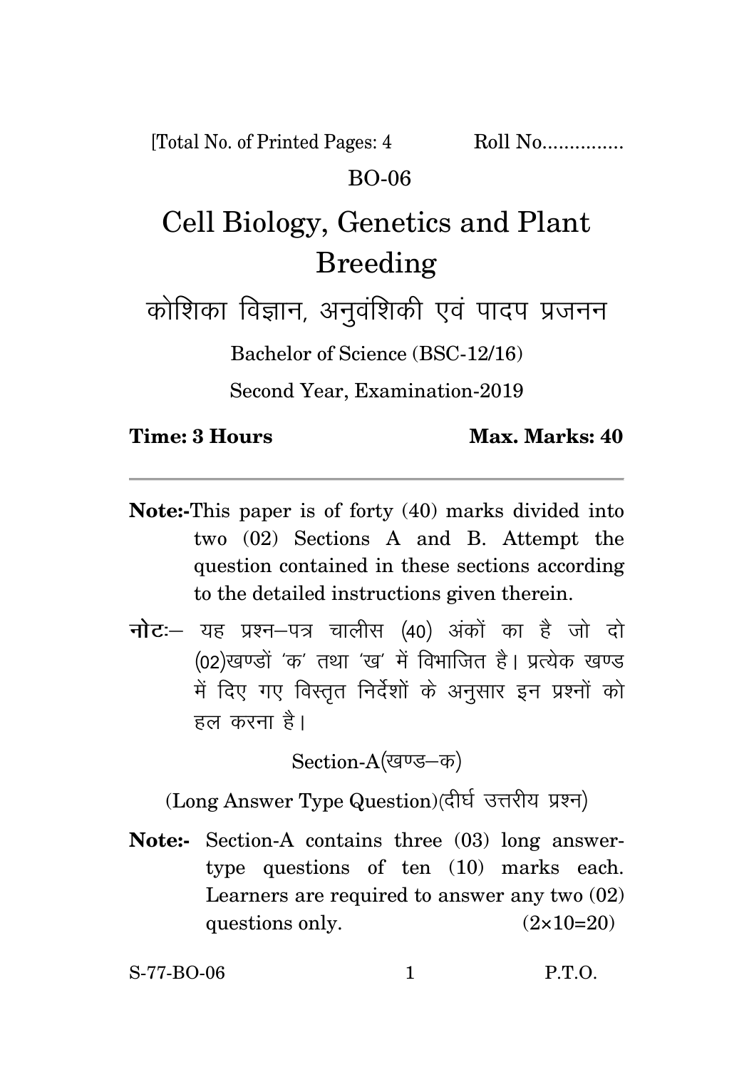[Total No. of Printed Pages: 4 Roll No...............

BO-06

# Cell Biology, Genetics and Plant Breeding

# कोशिका विज्ञान, अनुवंशिकी एवं पादप प्रजनन

Bachelor of Science (BSC-12/16)

Second Year, Examination-2019

**Time: 3 Hours** **Max. Marks: 40**

---

**Note:-**This paper is of forty (40) marks divided into two (02) Sections A and B. Attempt the question contained in these sections according to the detailed instructions given therein.

**नोटः**– यह प्रश्न–पत्र चालीस (40) अंकों का है जो दो (02)खण्डों 'क' तथा 'ख' में विभाजित है। प्रत्येक खण्ड में दिए गए विस्तृत निर्देशों के अनुसार इन प्रश्नों को हल करना है।

## Section-A(खण्ड–क)

(Long Answer Type Question)(दीर्घ उत्तरीय प्रश्न)

**Note:-** Section-A contains three (03) long answer-type questions of ten (10) marks each. Learners are required to answer any two (02) questions only. (2×10=20)

S-77-BO-06 P.T.O.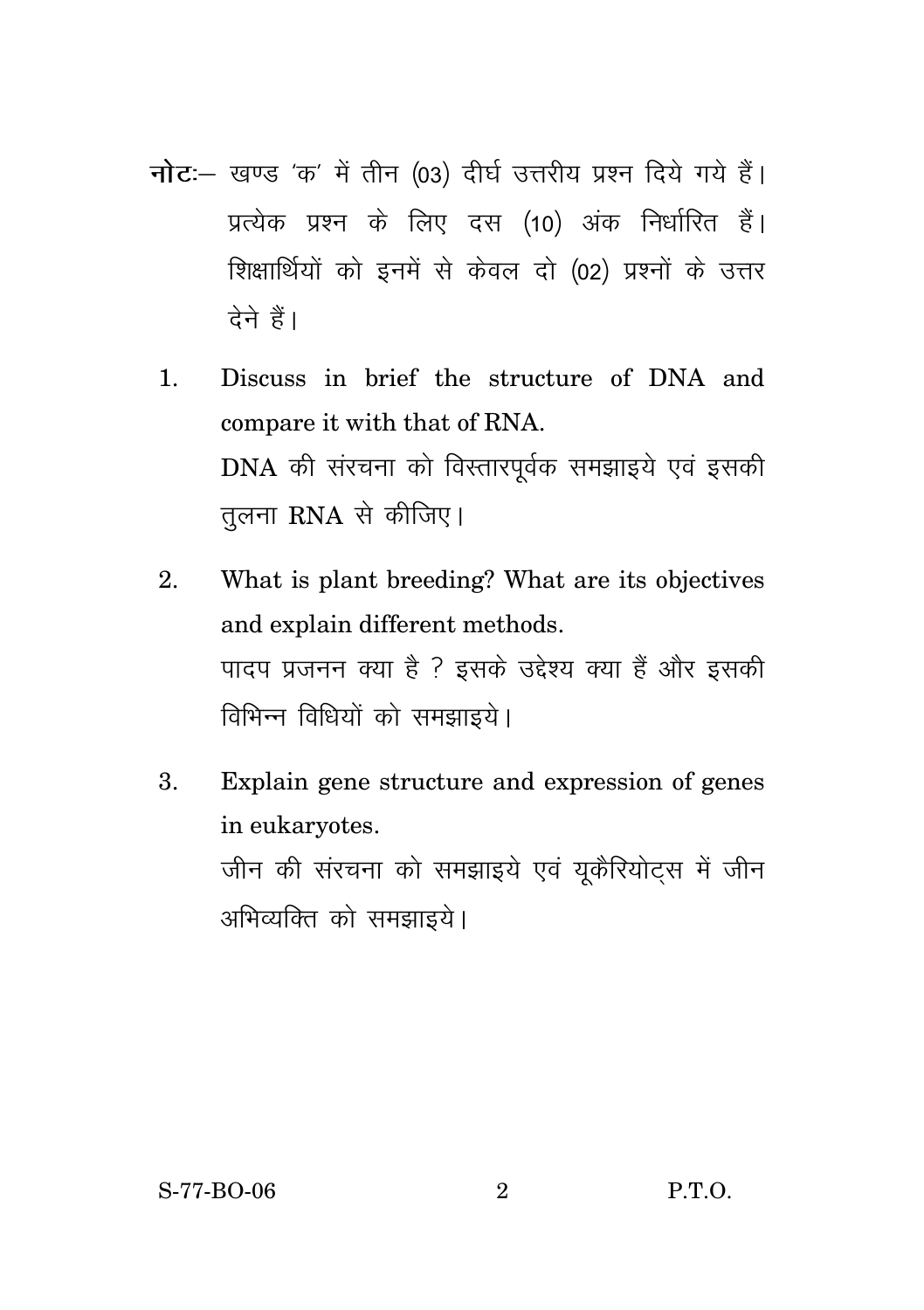**नोटः**— खण्ड 'क' में तीन (03) दीर्घ उत्तरीय प्रश्न दिये गये हैं। प्रत्येक प्रश्न के लिए दस (10) अंक निर्धारित हैं। शिक्षार्थियों को इनमें से केवल दो (02) प्रश्नों के उत्तर देने हैं।

1. Discuss in brief the structure of DNA and compare it with that of RNA.

   DNA की संरचना को विस्तारपूर्वक समझाइये एवं इसकी तुलना RNA से कीजिए।

2. What is plant breeding? What are its objectives and explain different methods.

   पादप प्रजनन क्या है ? इसके उद्देश्य क्या हैं और इसकी विभिन्न विधियों को समझाइये।

3. Explain gene structure and expression of genes in eukaryotes.

   जीन की संरचना को समझाइये एवं यूकैरियोट्स में जीन अभिव्यक्ति को समझाइये।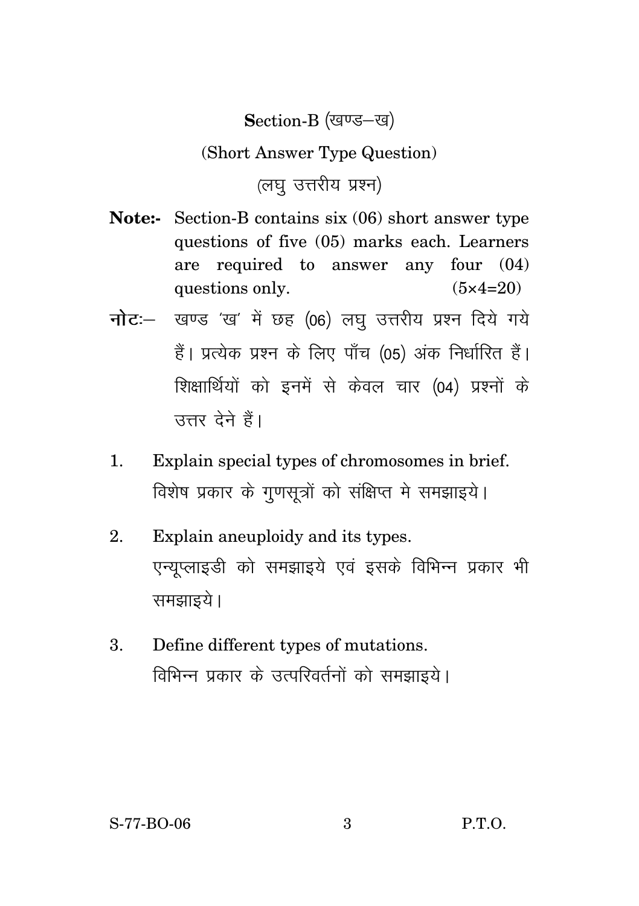## Section-B (खण्ड–ख)

### (Short Answer Type Question)

### (लघु उत्तरीय प्रश्न)

**Note:-** Section-B contains six (06) short answer type questions of five (05) marks each. Learners are required to answer any four (04) questions only. (5×4=20)

**नोटः–** खण्ड 'ख' में छह (06) लघु उत्तरीय प्रश्न दिये गये हैं। प्रत्येक प्रश्न के लिए पाँच (05) अंक निर्धारित हैं। शिक्षार्थियों को इनमें से केवल चार (04) प्रश्नों के उत्तर देने हैं।

1. Explain special types of chromosomes in brief.
   विशेष प्रकार के गुणसूत्रों को संक्षिप्त मे समझाइये।

2. Explain aneuploidy and its types.
   एन्यूप्लाइडी को समझाइये एवं इसके विभिन्न प्रकार भी समझाइये।

3. Define different types of mutations.
   विभिन्न प्रकार के उत्परिवर्तनों को समझाइये।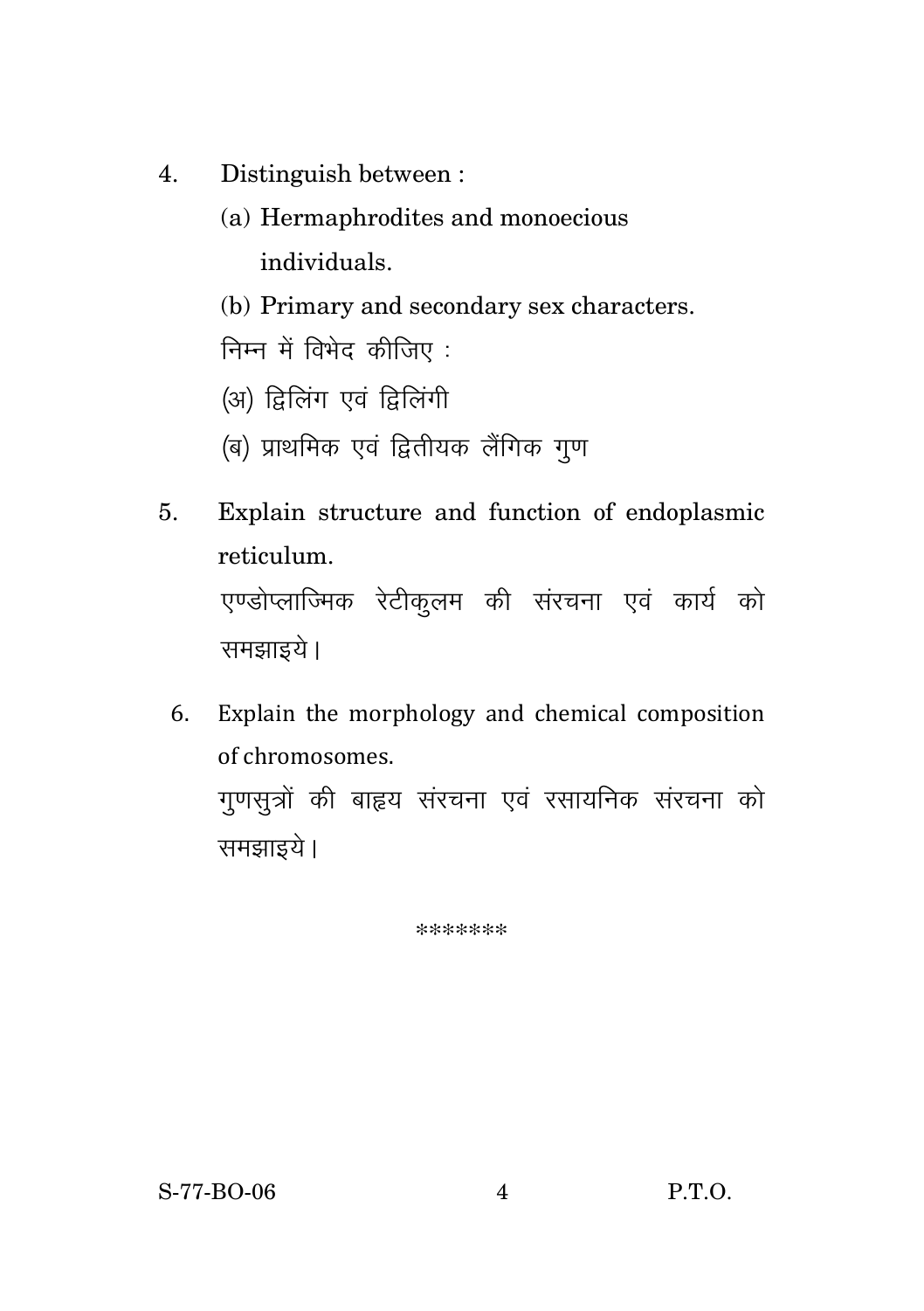4. Distinguish between :

   (a) Hermaphrodites and monoecious individuals.

   (b) Primary and secondary sex characters.

   निम्न में विभेद कीजिए :

   (अ) द्विलिंग एवं द्विलिंगी

   (ब) प्राथमिक एवं द्वितीयक लैंगिक गुण

5. Explain structure and function of endoplasmic reticulum.

   एण्डोप्लाज्मिक रेटीकुलम की संरचना एवं कार्य को समझाइये।

6. Explain the morphology and chemical composition of chromosomes.

   गुणसुत्रों की बाह्रय संरचना एवं रसायनिक संरचना को समझाइये।

\*\*\*\*\*\*\*

S-77-BO-06